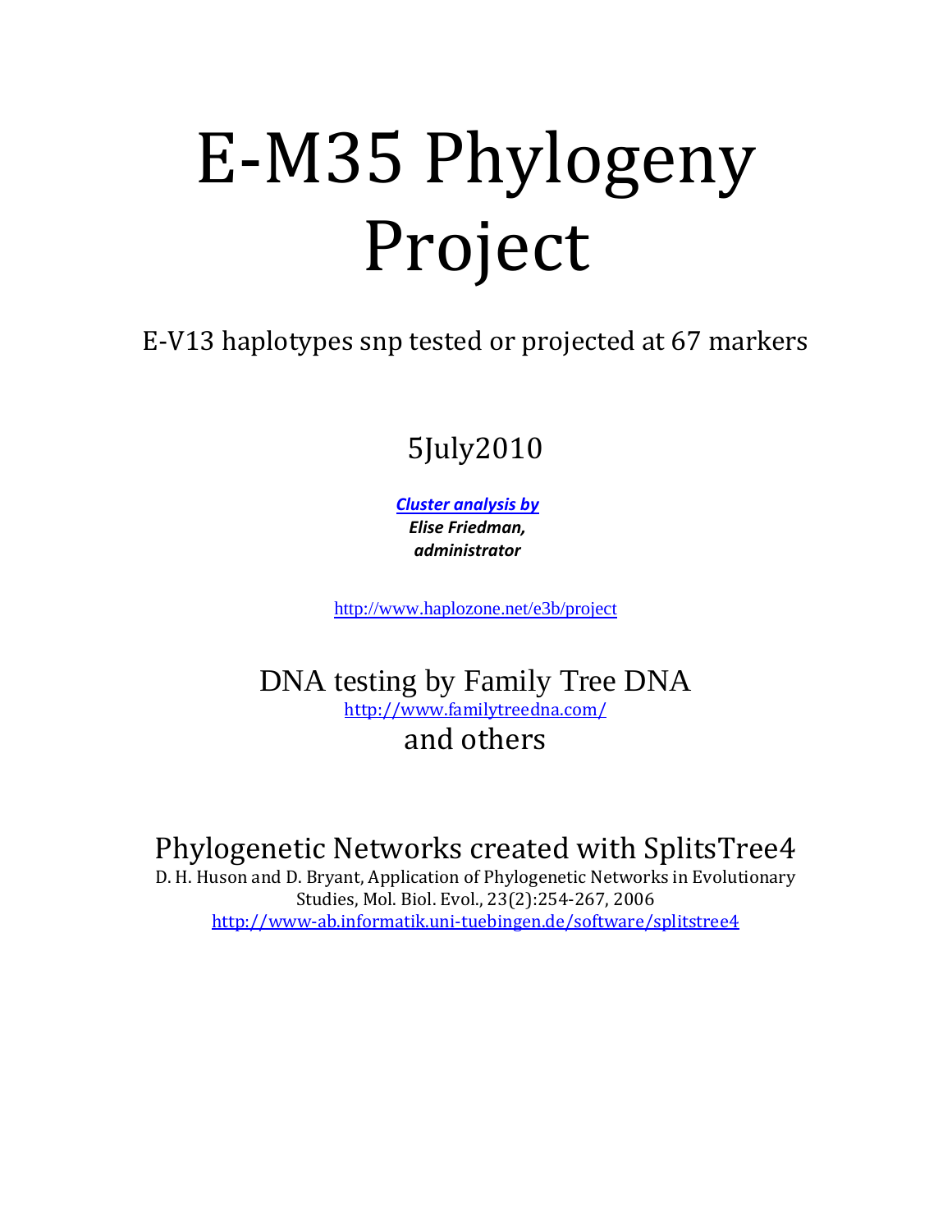# E-M35 Phylogeny Project

E-V13 haplotypes snp tested or projected at 67 markers

5July2010

***Cluster analysis by***
***Elise Friedman, administrator***

http://www.haplozone.net/e3b/project

DNA testing by Family Tree DNA
http://www.familytreedna.com/
and others

## Phylogenetic Networks created with SplitsTree4

D. H. Huson and D. Bryant, Application of Phylogenetic Networks in Evolutionary Studies, Mol. Biol. Evol., 23(2):254-267, 2006
http://www-ab.informatik.uni-tuebingen.de/software/splitstree4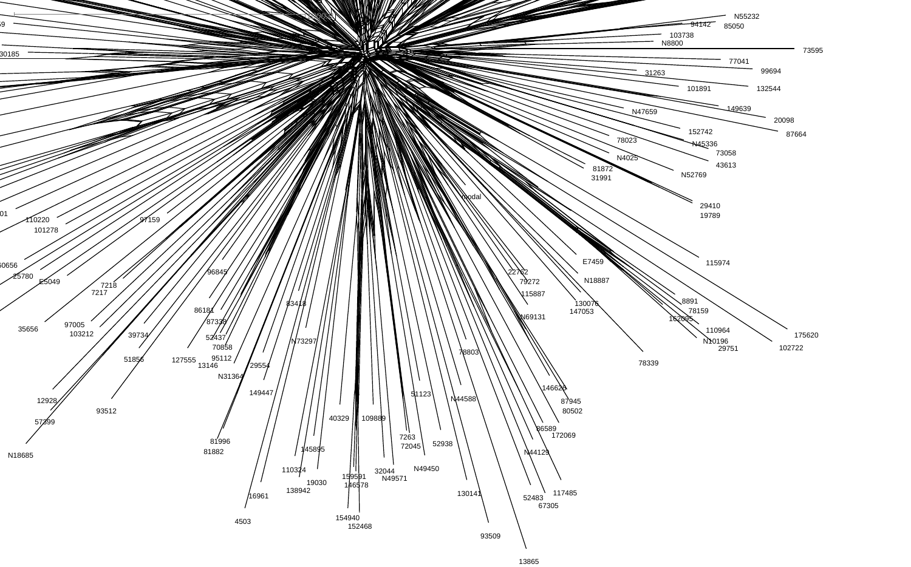N55232
94142
85050
103738
N8800
73595
30185
77041
99694
31263
132544
101891
149639
N47659
20098
152742
87664
78023
N45336
73058
N4025
43613
81872
31991
N52769
modal
29410
19789
01
110220
101278
97159
E7459
115974
60656
96845
22762
25780
79272
N18887
E5049
7218
7217
115887
83418
130076
8891
147053
78159
86181
N69131
162095
87338
35656
97005
110964
103212
39734
52437
N73297
N10196
175620
70858
29751
102722
78803
51856
127555
95112
13146
29554
78339
N31364
146626
149447
51123
N44588
12928
87945
93512
80502
57399
40329
109889
86589
172069
7263
81996
72045
52938
145895
N44129
81882
N18685
110324
N49450
32044
159591
N49571
19030
146578
138942
130141
117485
16961
52483
67305
154940
4503
152468
93509
13865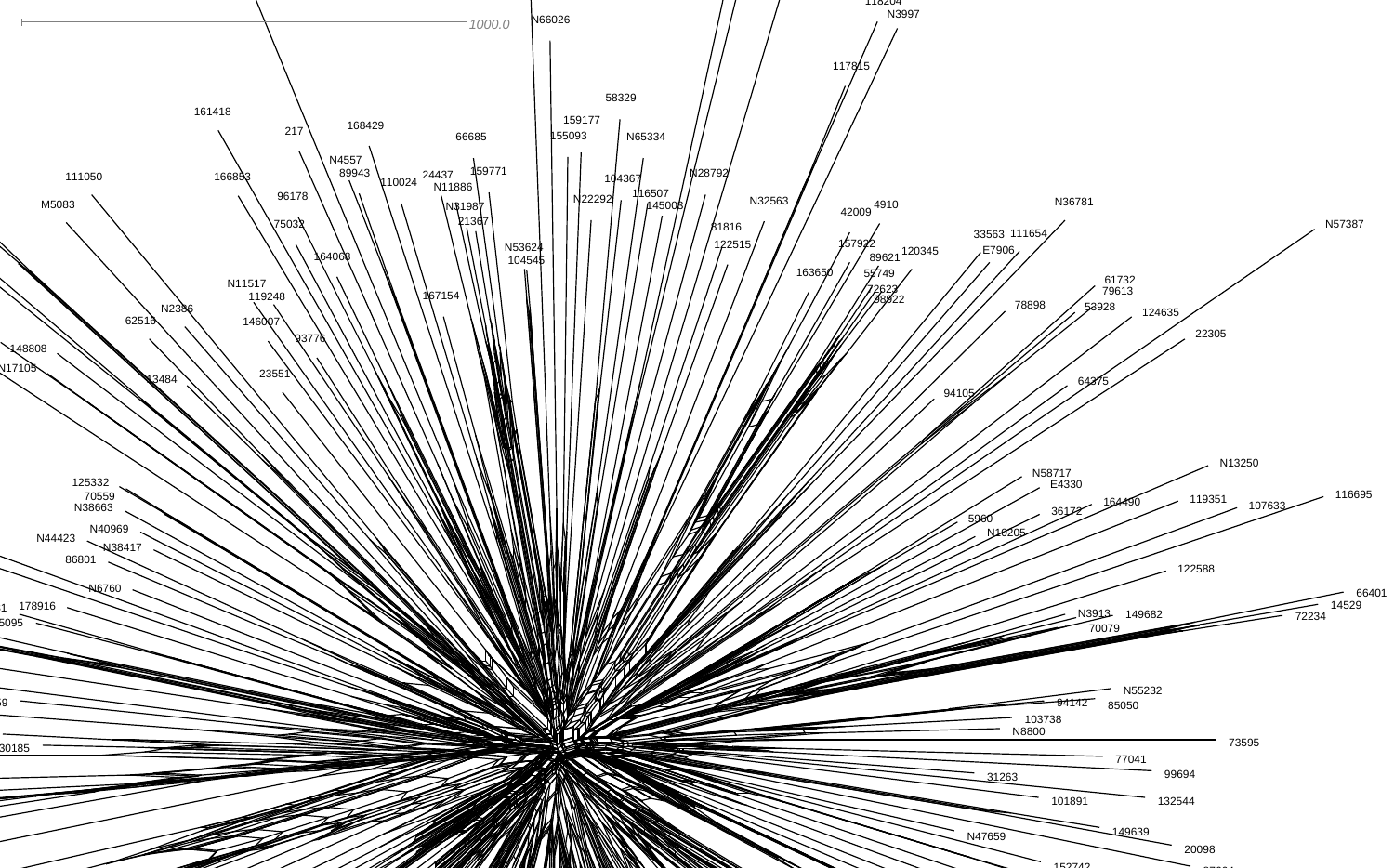1000.0

N66026

118204

N3997

117815

58329

161418

159177

217

168429

155093

N65334

66685

N4557

111050

166853

89943

24437

159771

104367

N28792

110024

N11886

96178

116507

N22292

M5083

N31987

145003

N32563

4910

42009

N36781

75032

21367

81816

33563

111654

N57387

122515

157922

N53624

120345

164068

104545

E7906

89621

163650

55749

N11517

61732

119248

167154

79613

72623

98822

N2386

78898

53928

124635

62516

146007

93776

22305

148808

N17105

23551

13484

64375

94105

N13250

N58717

125332

E4330

116695

70559

164490

119351

36172

N38663

107633

5960

N40969

N10205

N44423

N38417

86801

122588

N6760

66401

14529

178916

N3913

149682

72234

5095

70079

N55232

94142

85050

103738

N8800

73595

30185

77041

99694

31263

101891

132544

149639

N47659

20098

152742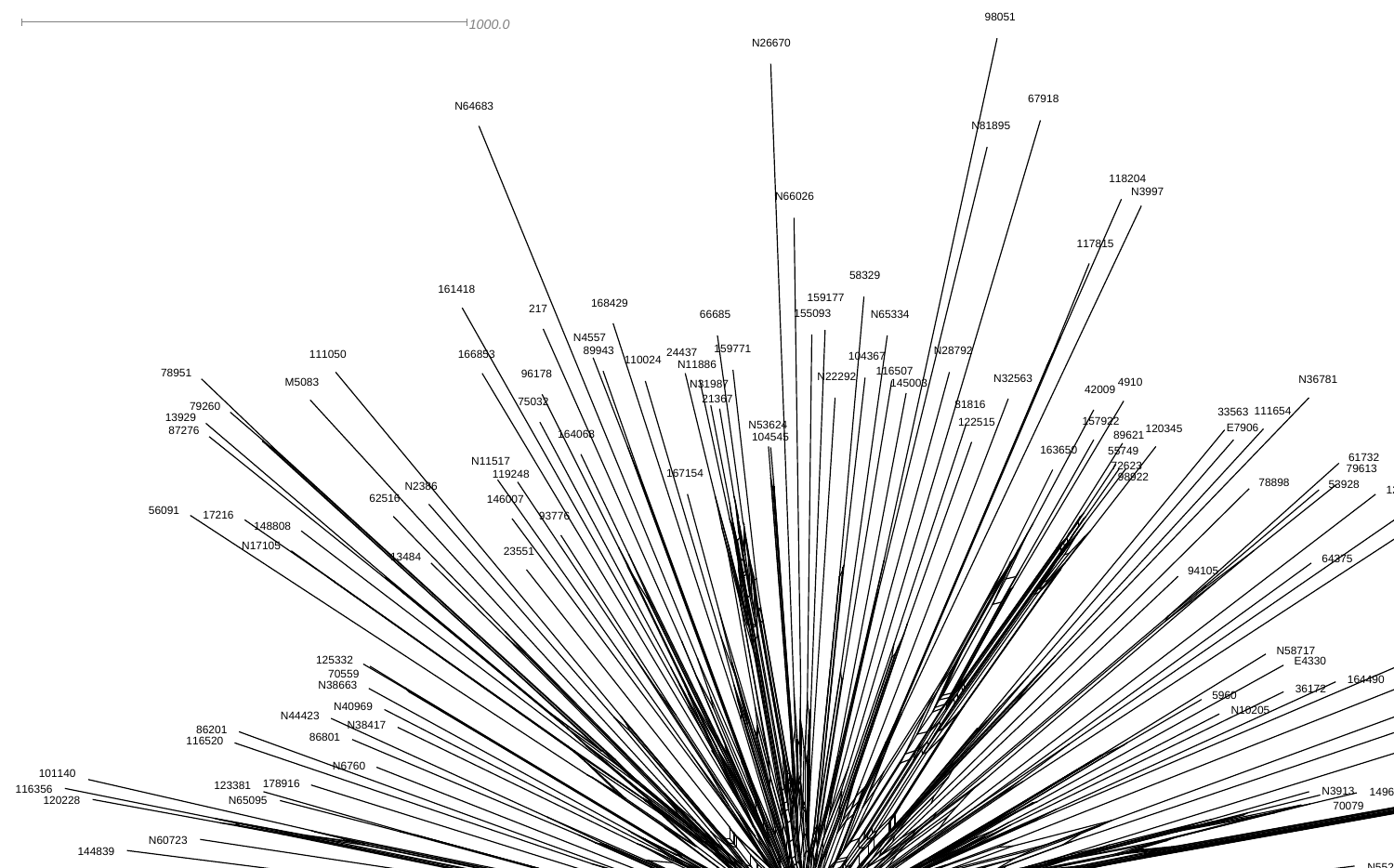1000.0

98051

N26670

67918

N64683

N81895

118204

N3997

N66026

117815

58329

161418

159177

217

168429

155093

66685

N65334

N4557

159771

N28792

89943

24437

104367

111050

166853

110024

N11886

116507

78951

96178

N22292

145003

N32563

M5083

N31987

4910

42009

N36781

75032

21367

81816

79260

33563

111654

13929

N53624

157922

122515

87276

164068

104545

89621

120345

E7906

163650

55749

N11517

72623

61732

119248

167154

98922

79613

N2386

78898

53928

62516

146007

56091

93776

17216

148808

N17105

94105

13484

23551

64375

N58717

E4330

125332

164490

70559

N38663

36172

5960

N10205

N40969

N44423

N38417

86201

86801

116520

N6760

101140

123381

178916

116356

N3913

120228

N65095

70079

N60723

144839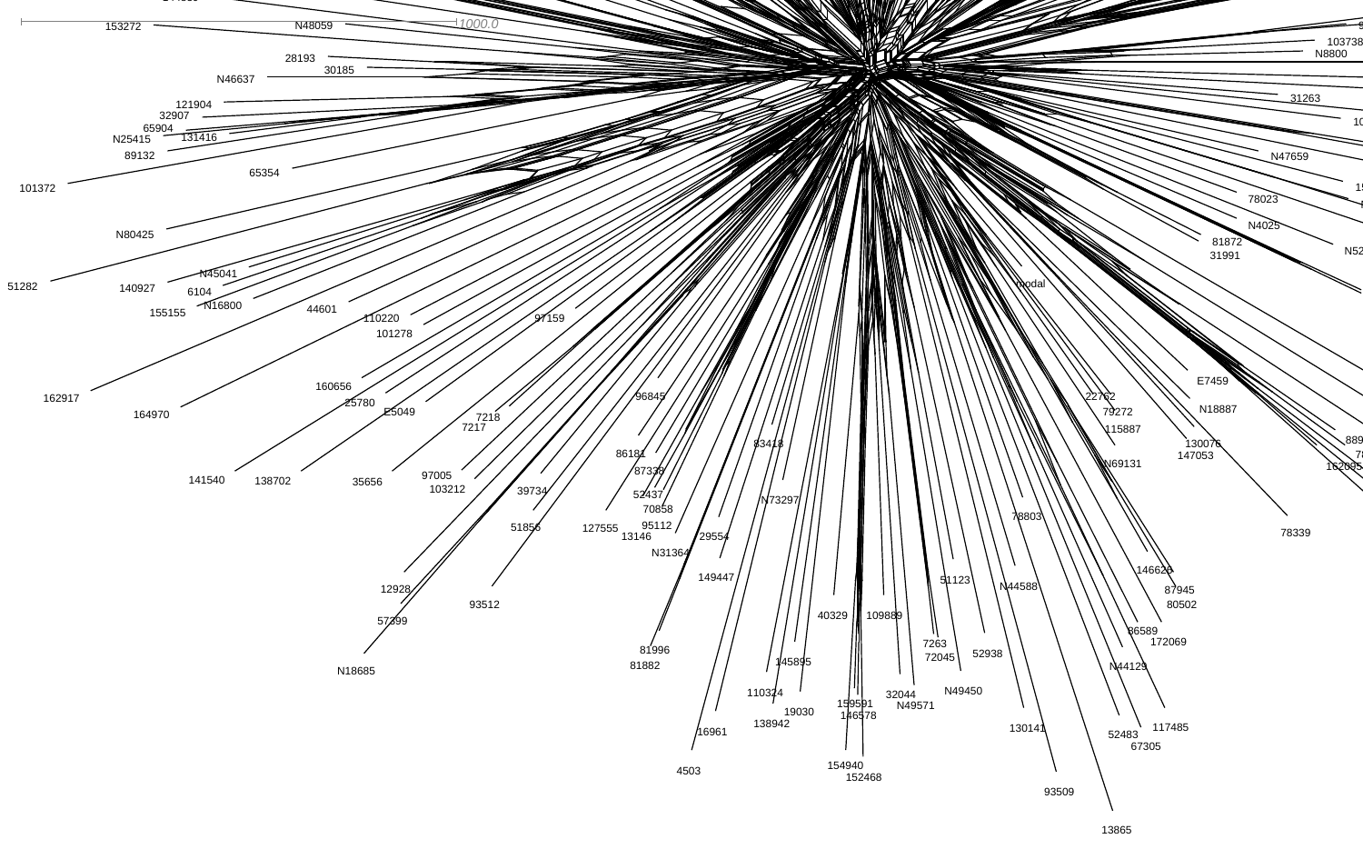1000.0

153272
N48059
28193
30185
N46637
121904
32907
65904
N25415
131416
89132
65354
101372
N80425
51282
140927
N45041
6104
N16800
155155
44601
110220
101278
97159
162917
164970
160656
25780
E5049
7218
7217
96845
86181
87338
83418
141540
138702
35656
97005
103212
39734
52437
70858
95112
13146
127555
51856
29554
N31364
N73297
149447
12928
57399
93512
N18685
81996
81882
40329
109889
145895
110324
19030
138942
16961
4503
159591
146578
154940
152468
32044
N49571
N49450
7263
72045
52938
51123
N44588
78803
130141
93509
13865
52483
67305
117485
N44129
86589
172069
87945
80502
146628
N69131
115887
79272
22762
modal
E7459
N18887
130076
147053
78339
103738
N8800
31263
N47659
78023
N4025
81872
31991
N52
889
162095